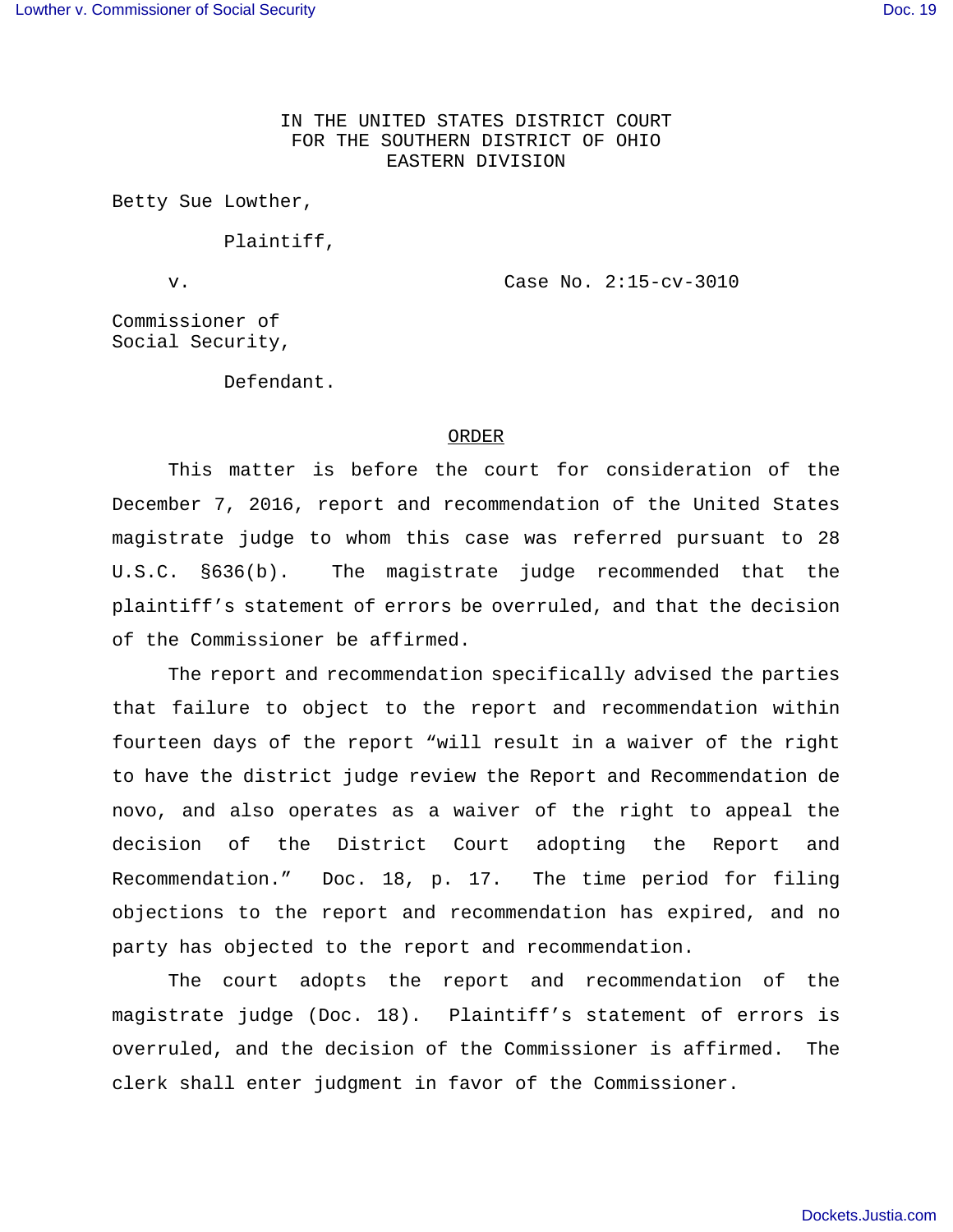IN THE UNITED STATES DISTRICT COURT
FOR THE SOUTHERN DISTRICT OF OHIO
EASTERN DIVISION

Betty Sue Lowther,

Plaintiff,

v. Case No. 2:15-cv-3010

Commissioner of
Social Security,

Defendant.

ORDER

This matter is before the court for consideration of the December 7, 2016, report and recommendation of the United States magistrate judge to whom this case was referred pursuant to 28 U.S.C. §636(b). The magistrate judge recommended that the plaintiff's statement of errors be overruled, and that the decision of the Commissioner be affirmed.

The report and recommendation specifically advised the parties that failure to object to the report and recommendation within fourteen days of the report "will result in a waiver of the right to have the district judge review the Report and Recommendation de novo, and also operates as a waiver of the right to appeal the decision of the District Court adopting the Report and Recommendation." Doc. 18, p. 17. The time period for filing objections to the report and recommendation has expired, and no party has objected to the report and recommendation.

The court adopts the report and recommendation of the magistrate judge (Doc. 18). Plaintiff's statement of errors is overruled, and the decision of the Commissioner is affirmed. The clerk shall enter judgment in favor of the Commissioner.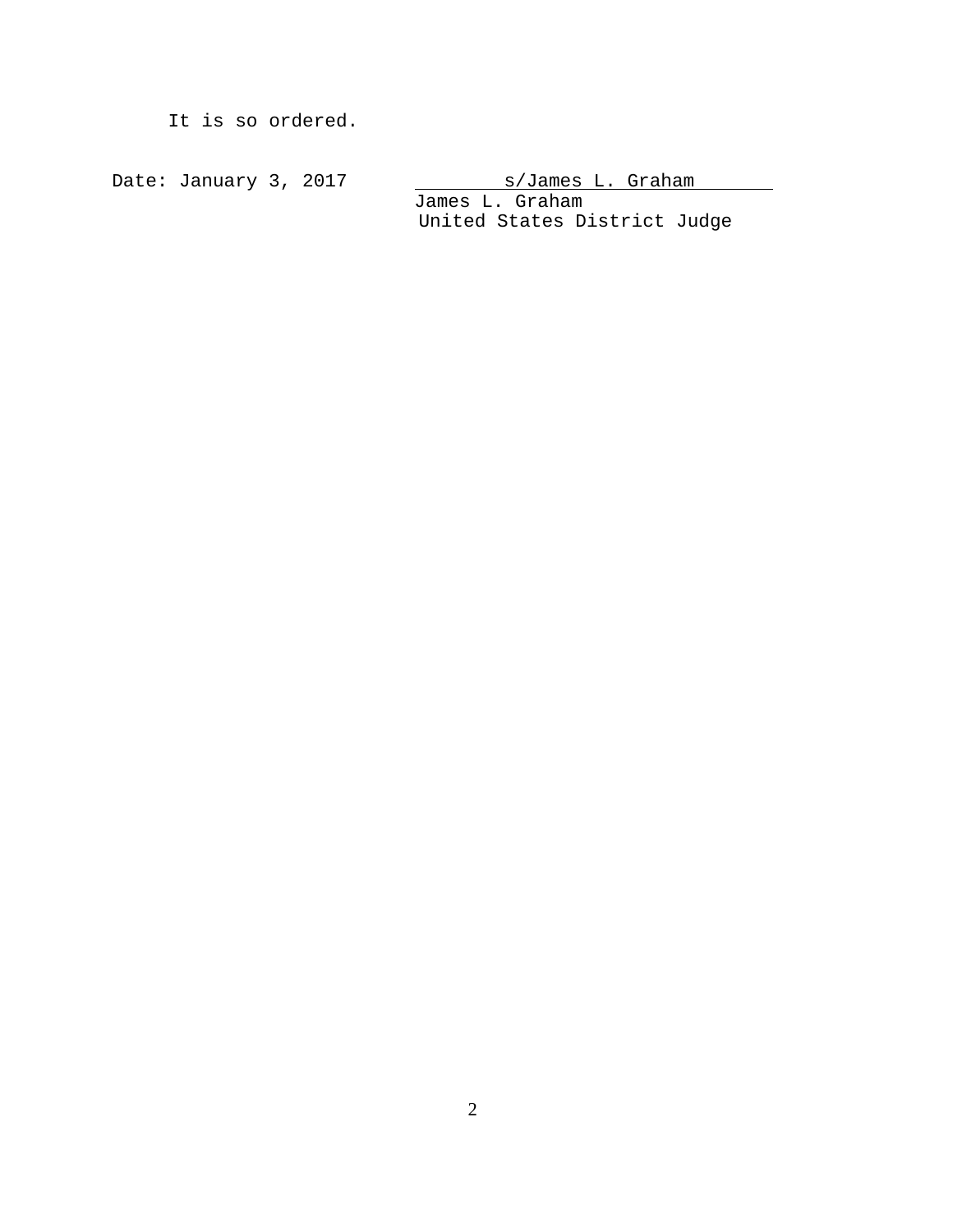It is so ordered.

Date: January 3, 2017

s/James L. Graham
James L. Graham
United States District Judge